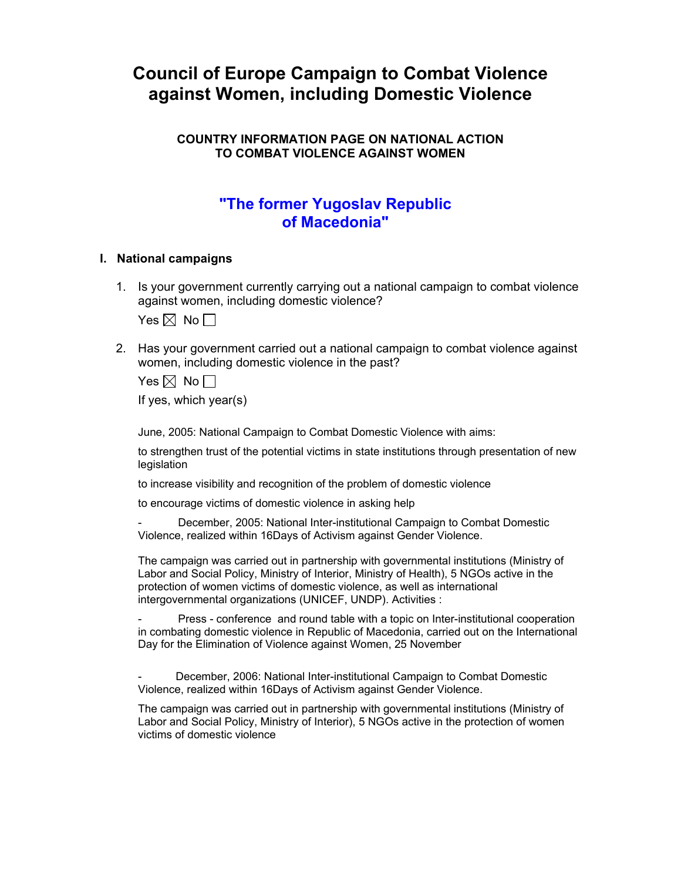# Council of Europe Campaign to Combat Violence against Women, including Domestic Violence

### COUNTRY INFORMATION PAGE ON NATIONAL ACTION TO COMBAT VIOLENCE AGAINST WOMEN

## "The former Yugoslav Republic of Macedonia"

## I. National campaigns

1. Is your government currently carrying out a national campaign to combat violence against women, including domestic violence?

   Yes ☒ No ☐

2. Has your government carried out a national campaign to combat violence against women, including domestic violence in the past?

   Yes ☒ No ☐

   If yes, which year(s)

   June, 2005: National Campaign to Combat Domestic Violence with aims:

   to strengthen trust of the potential victims in state institutions through presentation of new legislation

   to increase visibility and recognition of the problem of domestic violence

   to encourage victims of domestic violence in asking help

   - December, 2005: National Inter-institutional Campaign to Combat Domestic Violence, realized within 16Days of Activism against Gender Violence.

   The campaign was carried out in partnership with governmental institutions (Ministry of Labor and Social Policy, Ministry of Interior, Ministry of Health), 5 NGOs active in the protection of women victims of domestic violence, as well as international intergovernmental organizations (UNICEF, UNDP). Activities :

   - Press - conference and round table with a topic on Inter-institutional cooperation in combating domestic violence in Republic of Macedonia, carried out on the International Day for the Elimination of Violence against Women, 25 November

   - December, 2006: National Inter-institutional Campaign to Combat Domestic Violence, realized within 16Days of Activism against Gender Violence.

   The campaign was carried out in partnership with governmental institutions (Ministry of Labor and Social Policy, Ministry of Interior), 5 NGOs active in the protection of women victims of domestic violence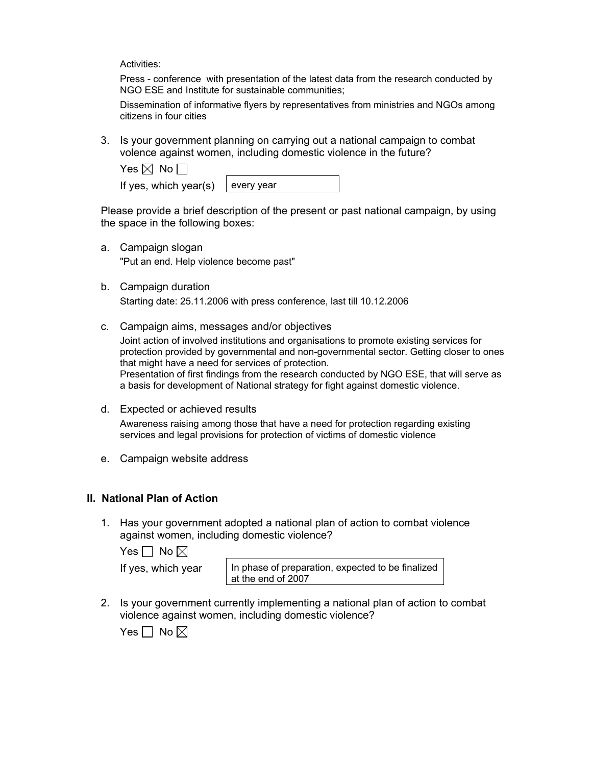Activities:

Press - conference with presentation of the latest data from the research conducted by NGO ESE and Institute for sustainable communities;

Dissemination of informative flyers by representatives from ministries and NGOs among citizens in four cities

3. Is your government planning on carrying out a national campaign to combat volence against women, including domestic violence in the future?

   Yes ☒ No ☐

   If yes, which year(s) every year

Please provide a brief description of the present or past national campaign, by using the space in the following boxes:

a. Campaign slogan

   "Put an end. Help violence become past"

b. Campaign duration

   Starting date: 25.11.2006 with press conference, last till 10.12.2006

c. Campaign aims, messages and/or objectives

   Joint action of involved institutions and organisations to promote existing services for protection provided by governmental and non-governmental sector. Getting closer to ones that might have a need for services of protection.
   Presentation of first findings from the research conducted by NGO ESE, that will serve as a basis for development of National strategy for fight against domestic violence.

d. Expected or achieved results

   Awareness raising among those that have a need for protection regarding existing services and legal provisions for protection of victims of domestic violence

e. Campaign website address

## II. National Plan of Action

1. Has your government adopted a national plan of action to combat violence against women, including domestic violence?

   Yes ☐ No ☒

   If yes, which year In phase of preparation, expected to be finalized at the end of 2007

2. Is your government currently implementing a national plan of action to combat violence against women, including domestic violence?

   Yes ☐ No ☒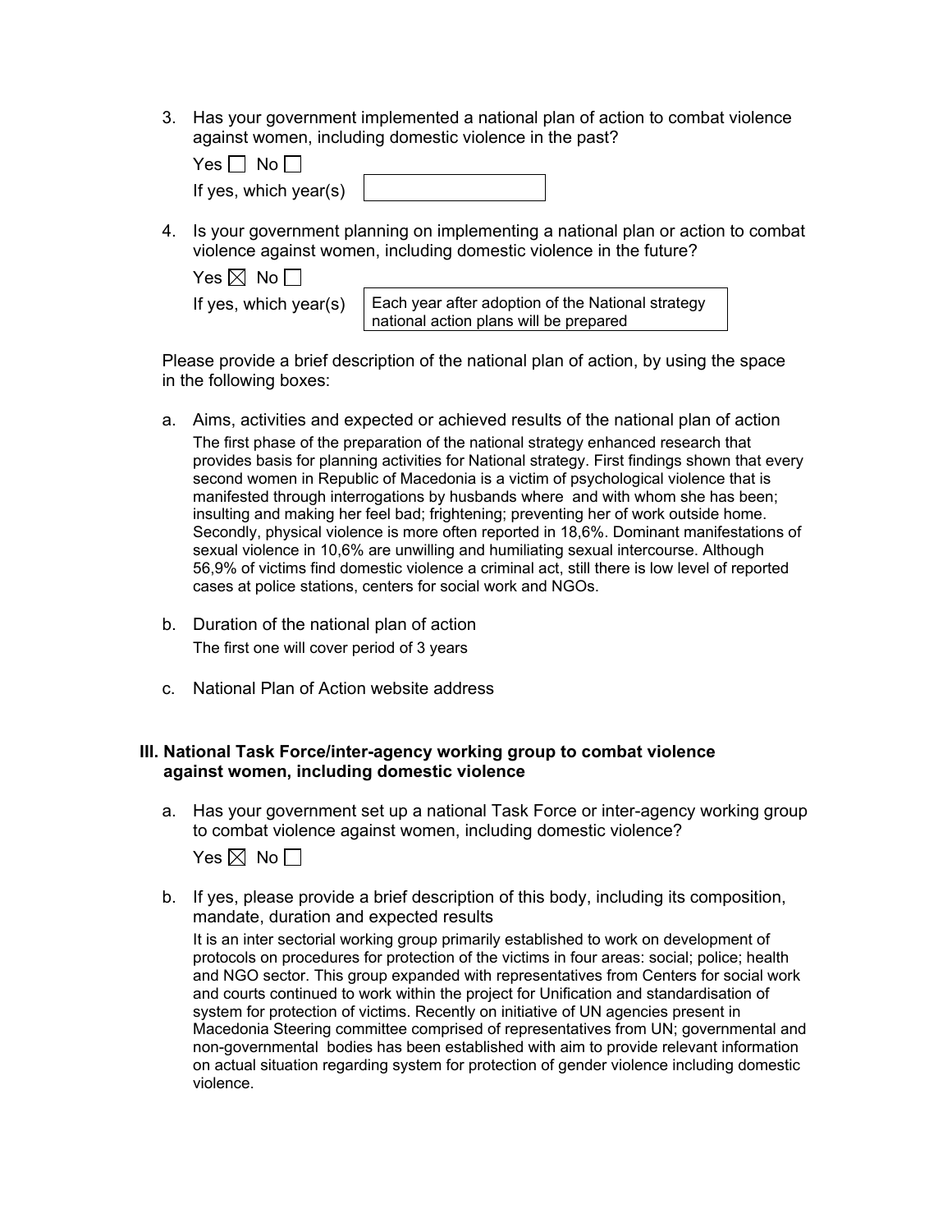3. Has your government implemented a national plan of action to combat violence against women, including domestic violence in the past?

   Yes ☐ No ☐

   If yes, which year(s)

4. Is your government planning on implementing a national plan or action to combat violence against women, including domestic violence in the future?

   Yes ☒ No ☐

   If yes, which year(s) Each year after adoption of the National strategy national action plans will be prepared

Please provide a brief description of the national plan of action, by using the space in the following boxes:

a. Aims, activities and expected or achieved results of the national plan of action

   The first phase of the preparation of the national strategy enhanced research that provides basis for planning activities for National strategy. First findings shown that every second women in Republic of Macedonia is a victim of psychological violence that is manifested through interrogations by husbands where and with whom she has been; insulting and making her feel bad; frightening; preventing her of work outside home. Secondly, physical violence is more often reported in 18,6%. Dominant manifestations of sexual violence in 10,6% are unwilling and humiliating sexual intercourse. Although 56,9% of victims find domestic violence a criminal act, still there is low level of reported cases at police stations, centers for social work and NGOs.

b. Duration of the national plan of action

   The first one will cover period of 3 years

c. National Plan of Action website address

**III. National Task Force/inter-agency working group to combat violence against women, including domestic violence**

a. Has your government set up a national Task Force or inter-agency working group to combat violence against women, including domestic violence?

   Yes ☒ No ☐

b. If yes, please provide a brief description of this body, including its composition, mandate, duration and expected results

   It is an inter sectorial working group primarily established to work on development of protocols on procedures for protection of the victims in four areas: social; police; health and NGO sector. This group expanded with representatives from Centers for social work and courts continued to work within the project for Unification and standardisation of system for protection of victims. Recently on initiative of UN agencies present in Macedonia Steering committee comprised of representatives from UN; governmental and non-governmental bodies has been established with aim to provide relevant information on actual situation regarding system for protection of gender violence including domestic violence.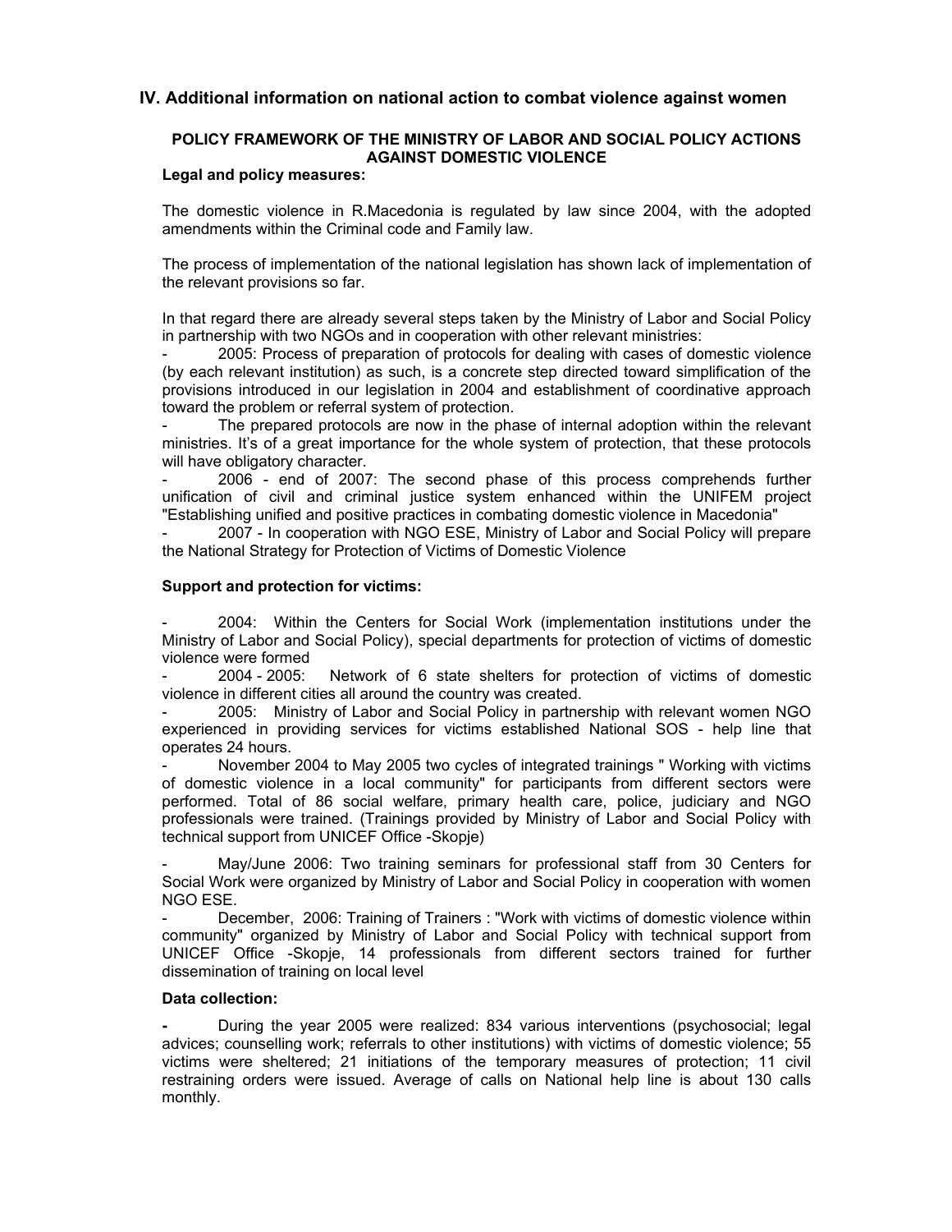## IV. Additional information on national action to combat violence against women

### POLICY FRAMEWORK OF THE MINISTRY OF LABOR AND SOCIAL POLICY ACTIONS AGAINST DOMESTIC VIOLENCE

**Legal and policy measures:**

The domestic violence in R.Macedonia is regulated by law since 2004, with the adopted amendments within the Criminal code and Family law.

The process of implementation of the national legislation has shown lack of implementation of the relevant provisions so far.

In that regard there are already several steps taken by the Ministry of Labor and Social Policy in partnership with two NGOs and in cooperation with other relevant ministries:

- 2005: Process of preparation of protocols for dealing with cases of domestic violence (by each relevant institution) as such, is a concrete step directed toward simplification of the provisions introduced in our legislation in 2004 and establishment of coordinative approach toward the problem or referral system of protection.
- The prepared protocols are now in the phase of internal adoption within the relevant ministries. It's of a great importance for the whole system of protection, that these protocols will have obligatory character.
- 2006 - end of 2007: The second phase of this process comprehends further unification of civil and criminal justice system enhanced within the UNIFEM project "Establishing unified and positive practices in combating domestic violence in Macedonia"
- 2007 - In cooperation with NGO ESE, Ministry of Labor and Social Policy will prepare the National Strategy for Protection of Victims of Domestic Violence

**Support and protection for victims:**

- 2004: Within the Centers for Social Work (implementation institutions under the Ministry of Labor and Social Policy), special departments for protection of victims of domestic violence were formed
- 2004 - 2005: Network of 6 state shelters for protection of victims of domestic violence in different cities all around the country was created.
- 2005: Ministry of Labor and Social Policy in partnership with relevant women NGO experienced in providing services for victims established National SOS - help line that operates 24 hours.
- November 2004 to May 2005 two cycles of integrated trainings " Working with victims of domestic violence in a local community" for participants from different sectors were performed. Total of 86 social welfare, primary health care, police, judiciary and NGO professionals were trained. (Trainings provided by Ministry of Labor and Social Policy with technical support from UNICEF Office -Skopje)
- May/June 2006: Two training seminars for professional staff from 30 Centers for Social Work were organized by Ministry of Labor and Social Policy in cooperation with women NGO ESE.
- December, 2006: Training of Trainers : "Work with victims of domestic violence within community" organized by Ministry of Labor and Social Policy with technical support from UNICEF Office -Skopje, 14 professionals from different sectors trained for further dissemination of training on local level

**Data collection:**

- During the year 2005 were realized: 834 various interventions (psychosocial; legal advices; counselling work; referrals to other institutions) with victims of domestic violence; 55 victims were sheltered; 21 initiations of the temporary measures of protection; 11 civil restraining orders were issued. Average of calls on National help line is about 130 calls monthly.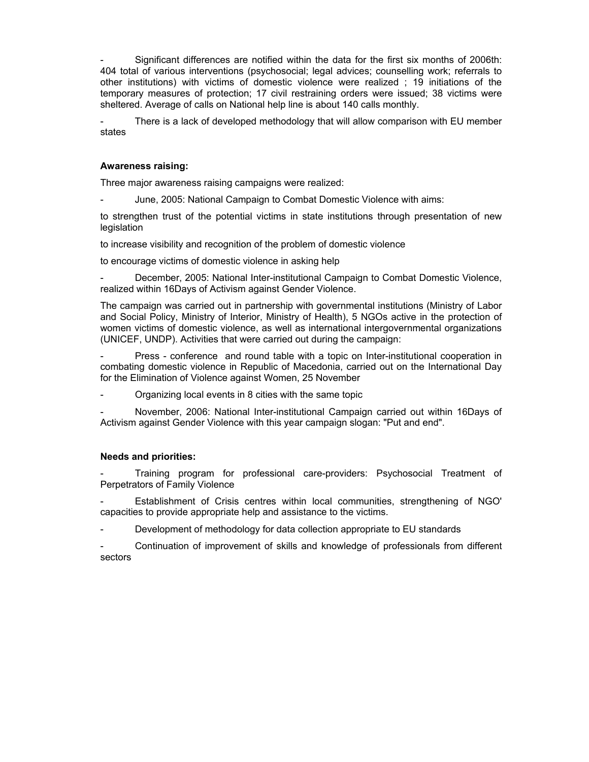- Significant differences are notified within the data for the first six months of 2006th: 404 total of various interventions (psychosocial; legal advices; counselling work; referrals to other institutions) with victims of domestic violence were realized ; 19 initiations of the temporary measures of protection; 17 civil restraining orders were issued; 38 victims were sheltered. Average of calls on National help line is about 140 calls monthly.

- There is a lack of developed methodology that will allow comparison with EU member states

**Awareness raising:**

Three major awareness raising campaigns were realized:

- June, 2005: National Campaign to Combat Domestic Violence with aims:

to strengthen trust of the potential victims in state institutions through presentation of new legislation

to increase visibility and recognition of the problem of domestic violence

to encourage victims of domestic violence in asking help

- December, 2005: National Inter-institutional Campaign to Combat Domestic Violence, realized within 16Days of Activism against Gender Violence.

The campaign was carried out in partnership with governmental institutions (Ministry of Labor and Social Policy, Ministry of Interior, Ministry of Health), 5 NGOs active in the protection of women victims of domestic violence, as well as international intergovernmental organizations (UNICEF, UNDP). Activities that were carried out during the campaign:

- Press - conference and round table with a topic on Inter-institutional cooperation in combating domestic violence in Republic of Macedonia, carried out on the International Day for the Elimination of Violence against Women, 25 November

- Organizing local events in 8 cities with the same topic

- November, 2006: National Inter-institutional Campaign carried out within 16Days of Activism against Gender Violence with this year campaign slogan: "Put and end".

**Needs and priorities:**

- Training program for professional care-providers: Psychosocial Treatment of Perpetrators of Family Violence

- Establishment of Crisis centres within local communities, strengthening of NGO' capacities to provide appropriate help and assistance to the victims.

- Development of methodology for data collection appropriate to EU standards

- Continuation of improvement of skills and knowledge of professionals from different sectors